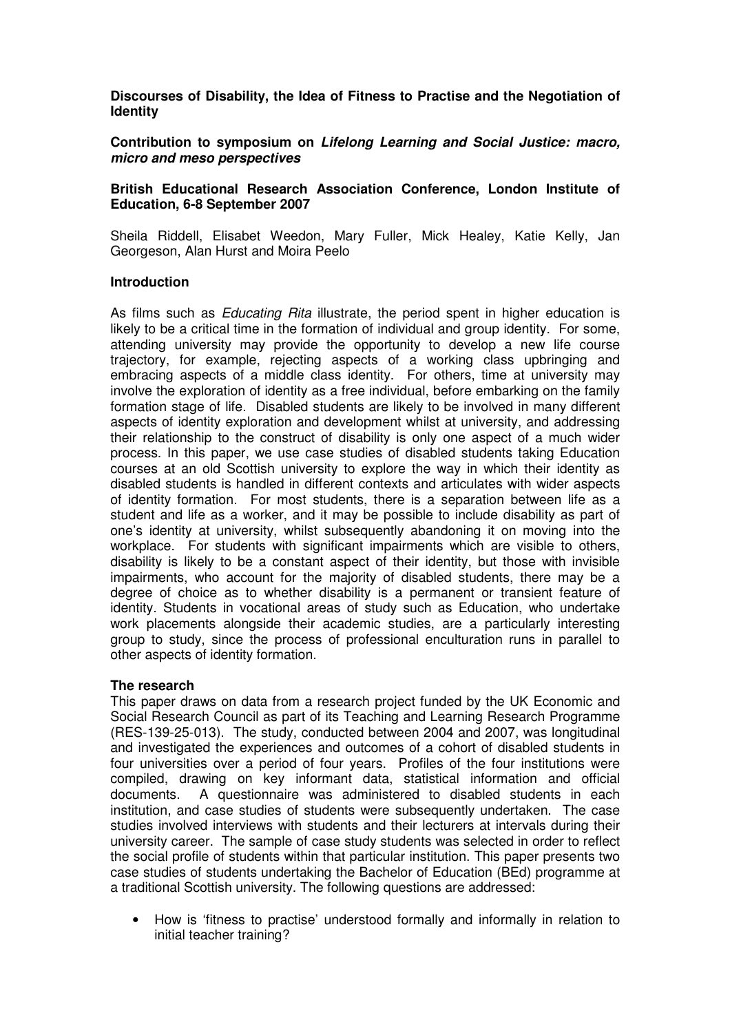**Discourses of Disability, the Idea of Fitness to Practise and the Negotiation of Identity**

**Contribution to symposium on *Lifelong Learning and Social Justice: macro, micro and meso perspectives***

**British Educational Research Association Conference, London Institute of Education, 6-8 September 2007**

Sheila Riddell, Elisabet Weedon, Mary Fuller, Mick Healey, Katie Kelly, Jan Georgeson, Alan Hurst and Moira Peelo

## Introduction

As films such as *Educating Rita* illustrate, the period spent in higher education is likely to be a critical time in the formation of individual and group identity. For some, attending university may provide the opportunity to develop a new life course trajectory, for example, rejecting aspects of a working class upbringing and embracing aspects of a middle class identity. For others, time at university may involve the exploration of identity as a free individual, before embarking on the family formation stage of life. Disabled students are likely to be involved in many different aspects of identity exploration and development whilst at university, and addressing their relationship to the construct of disability is only one aspect of a much wider process. In this paper, we use case studies of disabled students taking Education courses at an old Scottish university to explore the way in which their identity as disabled students is handled in different contexts and articulates with wider aspects of identity formation. For most students, there is a separation between life as a student and life as a worker, and it may be possible to include disability as part of one's identity at university, whilst subsequently abandoning it on moving into the workplace. For students with significant impairments which are visible to others, disability is likely to be a constant aspect of their identity, but those with invisible impairments, who account for the majority of disabled students, there may be a degree of choice as to whether disability is a permanent or transient feature of identity. Students in vocational areas of study such as Education, who undertake work placements alongside their academic studies, are a particularly interesting group to study, since the process of professional enculturation runs in parallel to other aspects of identity formation.

## The research

This paper draws on data from a research project funded by the UK Economic and Social Research Council as part of its Teaching and Learning Research Programme (RES-139-25-013). The study, conducted between 2004 and 2007, was longitudinal and investigated the experiences and outcomes of a cohort of disabled students in four universities over a period of four years. Profiles of the four institutions were compiled, drawing on key informant data, statistical information and official documents. A questionnaire was administered to disabled students in each institution, and case studies of students were subsequently undertaken. The case studies involved interviews with students and their lecturers at intervals during their university career. The sample of case study students was selected in order to reflect the social profile of students within that particular institution. This paper presents two case studies of students undertaking the Bachelor of Education (BEd) programme at a traditional Scottish university. The following questions are addressed:

- How is 'fitness to practise' understood formally and informally in relation to initial teacher training?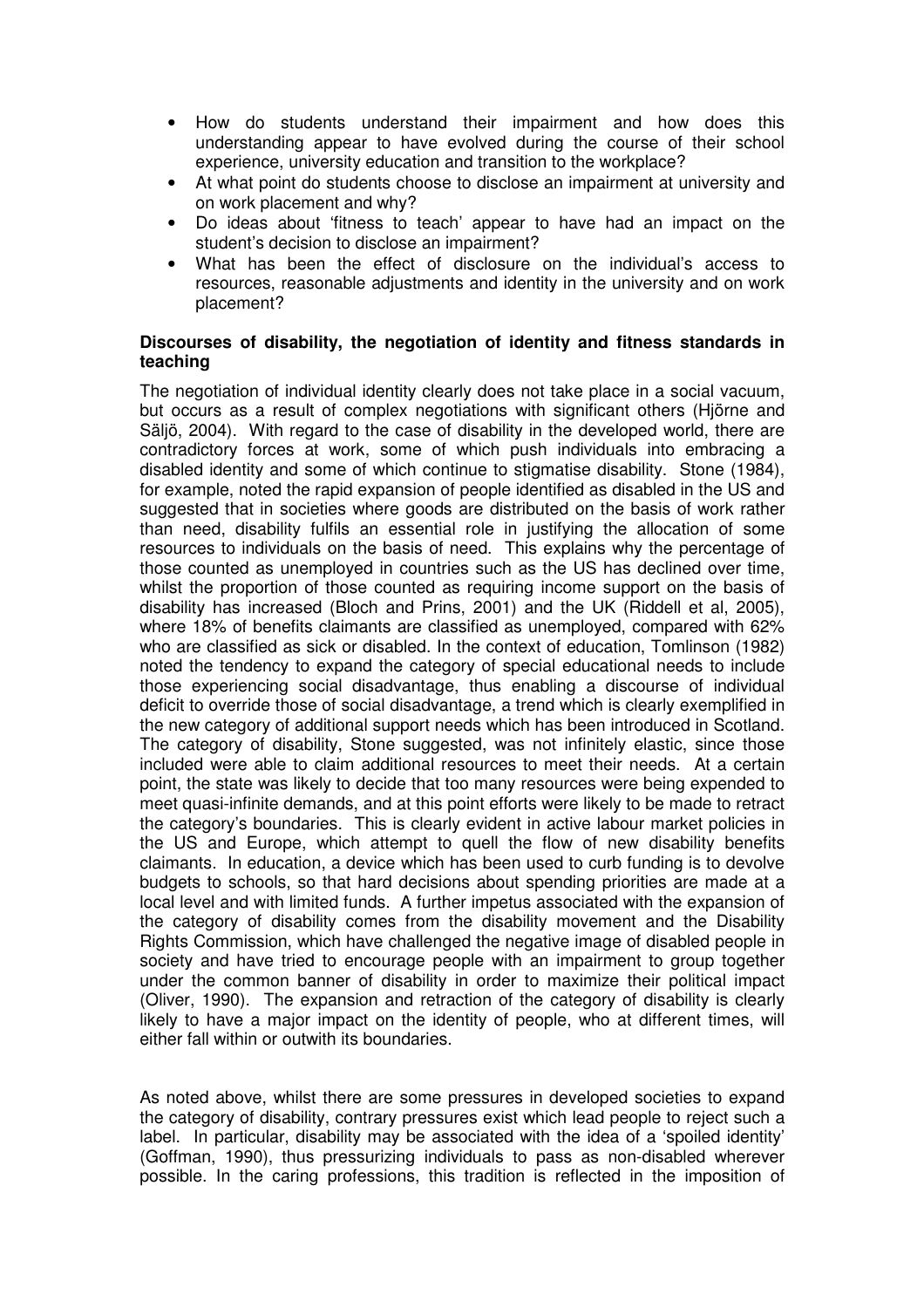- How do students understand their impairment and how does this understanding appear to have evolved during the course of their school experience, university education and transition to the workplace?
- At what point do students choose to disclose an impairment at university and on work placement and why?
- Do ideas about 'fitness to teach' appear to have had an impact on the student's decision to disclose an impairment?
- What has been the effect of disclosure on the individual's access to resources, reasonable adjustments and identity in the university and on work placement?

**Discourses of disability, the negotiation of identity and fitness standards in teaching**

The negotiation of individual identity clearly does not take place in a social vacuum, but occurs as a result of complex negotiations with significant others (Hjörne and Säljö, 2004). With regard to the case of disability in the developed world, there are contradictory forces at work, some of which push individuals into embracing a disabled identity and some of which continue to stigmatise disability. Stone (1984), for example, noted the rapid expansion of people identified as disabled in the US and suggested that in societies where goods are distributed on the basis of work rather than need, disability fulfils an essential role in justifying the allocation of some resources to individuals on the basis of need. This explains why the percentage of those counted as unemployed in countries such as the US has declined over time, whilst the proportion of those counted as requiring income support on the basis of disability has increased (Bloch and Prins, 2001) and the UK (Riddell et al, 2005), where 18% of benefits claimants are classified as unemployed, compared with 62% who are classified as sick or disabled. In the context of education, Tomlinson (1982) noted the tendency to expand the category of special educational needs to include those experiencing social disadvantage, thus enabling a discourse of individual deficit to override those of social disadvantage, a trend which is clearly exemplified in the new category of additional support needs which has been introduced in Scotland. The category of disability, Stone suggested, was not infinitely elastic, since those included were able to claim additional resources to meet their needs. At a certain point, the state was likely to decide that too many resources were being expended to meet quasi-infinite demands, and at this point efforts were likely to be made to retract the category's boundaries. This is clearly evident in active labour market policies in the US and Europe, which attempt to quell the flow of new disability benefits claimants. In education, a device which has been used to curb funding is to devolve budgets to schools, so that hard decisions about spending priorities are made at a local level and with limited funds. A further impetus associated with the expansion of the category of disability comes from the disability movement and the Disability Rights Commission, which have challenged the negative image of disabled people in society and have tried to encourage people with an impairment to group together under the common banner of disability in order to maximize their political impact (Oliver, 1990). The expansion and retraction of the category of disability is clearly likely to have a major impact on the identity of people, who at different times, will either fall within or outwith its boundaries.

As noted above, whilst there are some pressures in developed societies to expand the category of disability, contrary pressures exist which lead people to reject such a label. In particular, disability may be associated with the idea of a 'spoiled identity' (Goffman, 1990), thus pressurizing individuals to pass as non-disabled wherever possible. In the caring professions, this tradition is reflected in the imposition of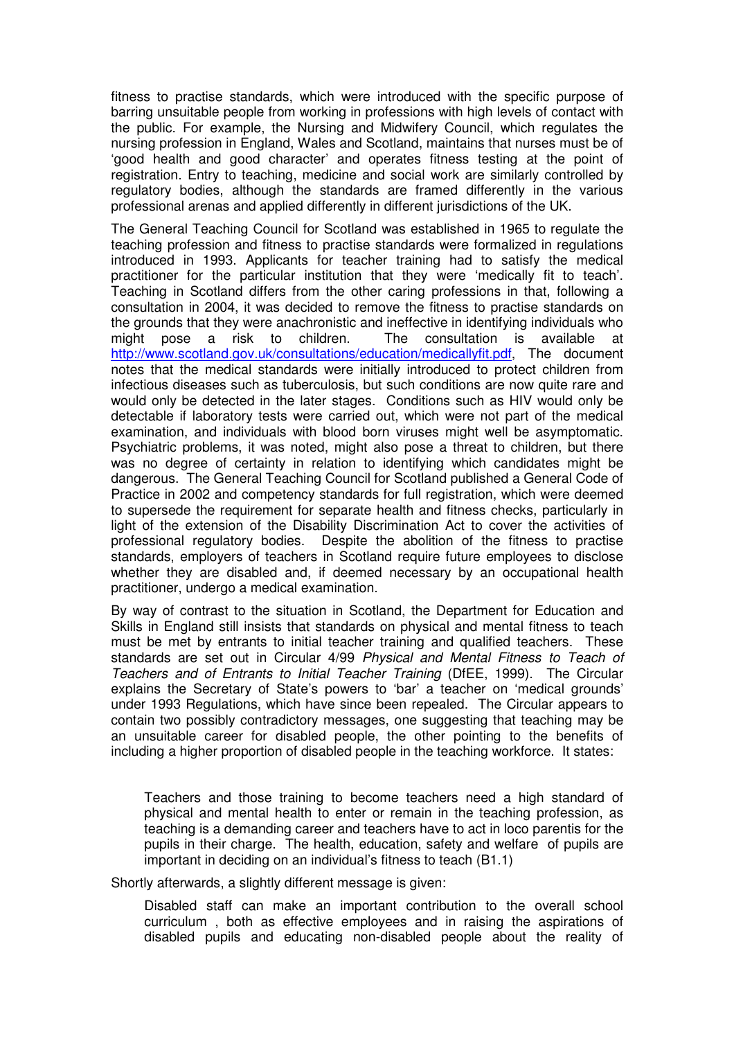fitness to practise standards, which were introduced with the specific purpose of barring unsuitable people from working in professions with high levels of contact with the public. For example, the Nursing and Midwifery Council, which regulates the nursing profession in England, Wales and Scotland, maintains that nurses must be of 'good health and good character' and operates fitness testing at the point of registration. Entry to teaching, medicine and social work are similarly controlled by regulatory bodies, although the standards are framed differently in the various professional arenas and applied differently in different jurisdictions of the UK.

The General Teaching Council for Scotland was established in 1965 to regulate the teaching profession and fitness to practise standards were formalized in regulations introduced in 1993. Applicants for teacher training had to satisfy the medical practitioner for the particular institution that they were 'medically fit to teach'. Teaching in Scotland differs from the other caring professions in that, following a consultation in 2004, it was decided to remove the fitness to practise standards on the grounds that they were anachronistic and ineffective in identifying individuals who might pose a risk to children. The consultation is available at http://www.scotland.gov.uk/consultations/education/medicallyfit.pdf, The document notes that the medical standards were initially introduced to protect children from infectious diseases such as tuberculosis, but such conditions are now quite rare and would only be detected in the later stages. Conditions such as HIV would only be detectable if laboratory tests were carried out, which were not part of the medical examination, and individuals with blood born viruses might well be asymptomatic. Psychiatric problems, it was noted, might also pose a threat to children, but there was no degree of certainty in relation to identifying which candidates might be dangerous. The General Teaching Council for Scotland published a General Code of Practice in 2002 and competency standards for full registration, which were deemed to supersede the requirement for separate health and fitness checks, particularly in light of the extension of the Disability Discrimination Act to cover the activities of professional regulatory bodies. Despite the abolition of the fitness to practise standards, employers of teachers in Scotland require future employees to disclose whether they are disabled and, if deemed necessary by an occupational health practitioner, undergo a medical examination.

By way of contrast to the situation in Scotland, the Department for Education and Skills in England still insists that standards on physical and mental fitness to teach must be met by entrants to initial teacher training and qualified teachers. These standards are set out in Circular 4/99 *Physical and Mental Fitness to Teach of Teachers and of Entrants to Initial Teacher Training* (DfEE, 1999). The Circular explains the Secretary of State's powers to 'bar' a teacher on 'medical grounds' under 1993 Regulations, which have since been repealed. The Circular appears to contain two possibly contradictory messages, one suggesting that teaching may be an unsuitable career for disabled people, the other pointing to the benefits of including a higher proportion of disabled people in the teaching workforce. It states:

> Teachers and those training to become teachers need a high standard of physical and mental health to enter or remain in the teaching profession, as teaching is a demanding career and teachers have to act in loco parentis for the pupils in their charge. The health, education, safety and welfare of pupils are important in deciding on an individual's fitness to teach (B1.1)

Shortly afterwards, a slightly different message is given:

> Disabled staff can make an important contribution to the overall school curriculum , both as effective employees and in raising the aspirations of disabled pupils and educating non-disabled people about the reality of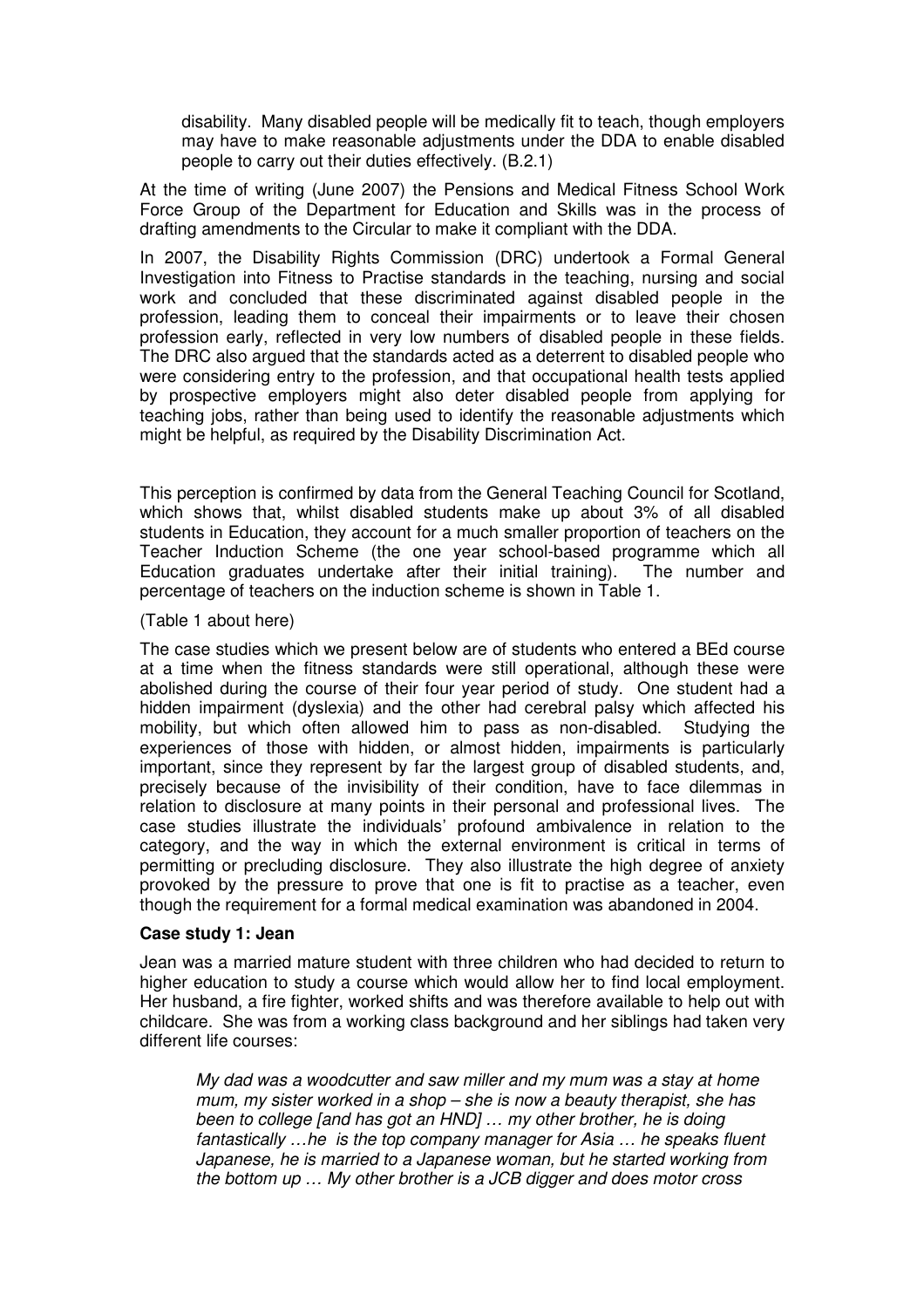> disability. Many disabled people will be medically fit to teach, though employers may have to make reasonable adjustments under the DDA to enable disabled people to carry out their duties effectively. (B.2.1)

At the time of writing (June 2007) the Pensions and Medical Fitness School Work Force Group of the Department for Education and Skills was in the process of drafting amendments to the Circular to make it compliant with the DDA.

In 2007, the Disability Rights Commission (DRC) undertook a Formal General Investigation into Fitness to Practise standards in the teaching, nursing and social work and concluded that these discriminated against disabled people in the profession, leading them to conceal their impairments or to leave their chosen profession early, reflected in very low numbers of disabled people in these fields. The DRC also argued that the standards acted as a deterrent to disabled people who were considering entry to the profession, and that occupational health tests applied by prospective employers might also deter disabled people from applying for teaching jobs, rather than being used to identify the reasonable adjustments which might be helpful, as required by the Disability Discrimination Act.

This perception is confirmed by data from the General Teaching Council for Scotland, which shows that, whilst disabled students make up about 3% of all disabled students in Education, they account for a much smaller proportion of teachers on the Teacher Induction Scheme (the one year school-based programme which all Education graduates undertake after their initial training). The number and percentage of teachers on the induction scheme is shown in Table 1.

(Table 1 about here)

The case studies which we present below are of students who entered a BEd course at a time when the fitness standards were still operational, although these were abolished during the course of their four year period of study. One student had a hidden impairment (dyslexia) and the other had cerebral palsy which affected his mobility, but which often allowed him to pass as non-disabled. Studying the experiences of those with hidden, or almost hidden, impairments is particularly important, since they represent by far the largest group of disabled students, and, precisely because of the invisibility of their condition, have to face dilemmas in relation to disclosure at many points in their personal and professional lives. The case studies illustrate the individuals' profound ambivalence in relation to the category, and the way in which the external environment is critical in terms of permitting or precluding disclosure. They also illustrate the high degree of anxiety provoked by the pressure to prove that one is fit to practise as a teacher, even though the requirement for a formal medical examination was abandoned in 2004.

**Case study 1: Jean**

Jean was a married mature student with three children who had decided to return to higher education to study a course which would allow her to find local employment. Her husband, a fire fighter, worked shifts and was therefore available to help out with childcare. She was from a working class background and her siblings had taken very different life courses:

> *My dad was a woodcutter and saw miller and my mum was a stay at home mum, my sister worked in a shop – she is now a beauty therapist, she has been to college [and has got an HND] … my other brother, he is doing fantastically …he is the top company manager for Asia … he speaks fluent Japanese, he is married to a Japanese woman, but he started working from the bottom up … My other brother is a JCB digger and does motor cross*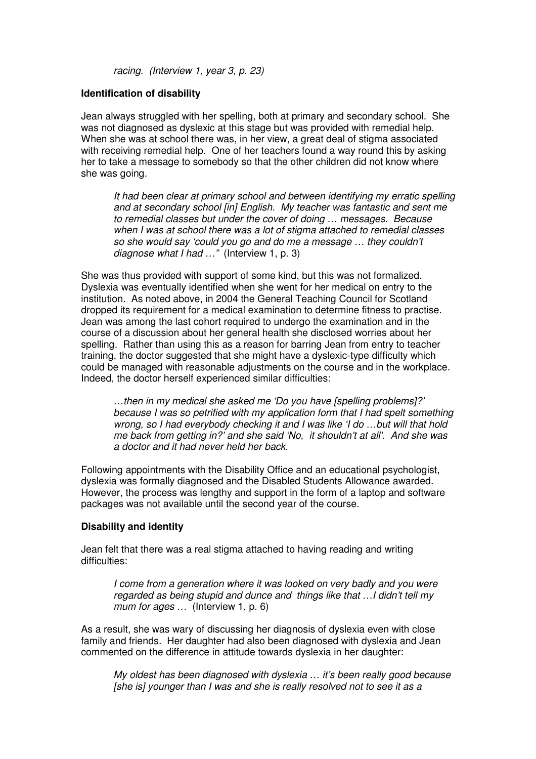*racing. (Interview 1, year 3, p. 23)*

**Identification of disability**

Jean always struggled with her spelling, both at primary and secondary school. She was not diagnosed as dyslexic at this stage but was provided with remedial help. When she was at school there was, in her view, a great deal of stigma associated with receiving remedial help. One of her teachers found a way round this by asking her to take a message to somebody so that the other children did not know where she was going.

> *It had been clear at primary school and between identifying my erratic spelling and at secondary school [in] English. My teacher was fantastic and sent me to remedial classes but under the cover of doing … messages. Because when I was at school there was a lot of stigma attached to remedial classes so she would say 'could you go and do me a message … they couldn't diagnose what I had …"* (Interview 1, p. 3)

She was thus provided with support of some kind, but this was not formalized. Dyslexia was eventually identified when she went for her medical on entry to the institution. As noted above, in 2004 the General Teaching Council for Scotland dropped its requirement for a medical examination to determine fitness to practise. Jean was among the last cohort required to undergo the examination and in the course of a discussion about her general health she disclosed worries about her spelling. Rather than using this as a reason for barring Jean from entry to teacher training, the doctor suggested that she might have a dyslexic-type difficulty which could be managed with reasonable adjustments on the course and in the workplace. Indeed, the doctor herself experienced similar difficulties:

> *…then in my medical she asked me 'Do you have [spelling problems]?' because I was so petrified with my application form that I had spelt something wrong, so I had everybody checking it and I was like 'I do …but will that hold me back from getting in?' and she said 'No, it shouldn't at all'. And she was a doctor and it had never held her back.*

Following appointments with the Disability Office and an educational psychologist, dyslexia was formally diagnosed and the Disabled Students Allowance awarded. However, the process was lengthy and support in the form of a laptop and software packages was not available until the second year of the course.

**Disability and identity**

Jean felt that there was a real stigma attached to having reading and writing difficulties:

> *I come from a generation where it was looked on very badly and you were regarded as being stupid and dunce and things like that …I didn't tell my mum for ages …* (Interview 1, p. 6)

As a result, she was wary of discussing her diagnosis of dyslexia even with close family and friends. Her daughter had also been diagnosed with dyslexia and Jean commented on the difference in attitude towards dyslexia in her daughter:

> *My oldest has been diagnosed with dyslexia … it's been really good because [she is] younger than I was and she is really resolved not to see it as a*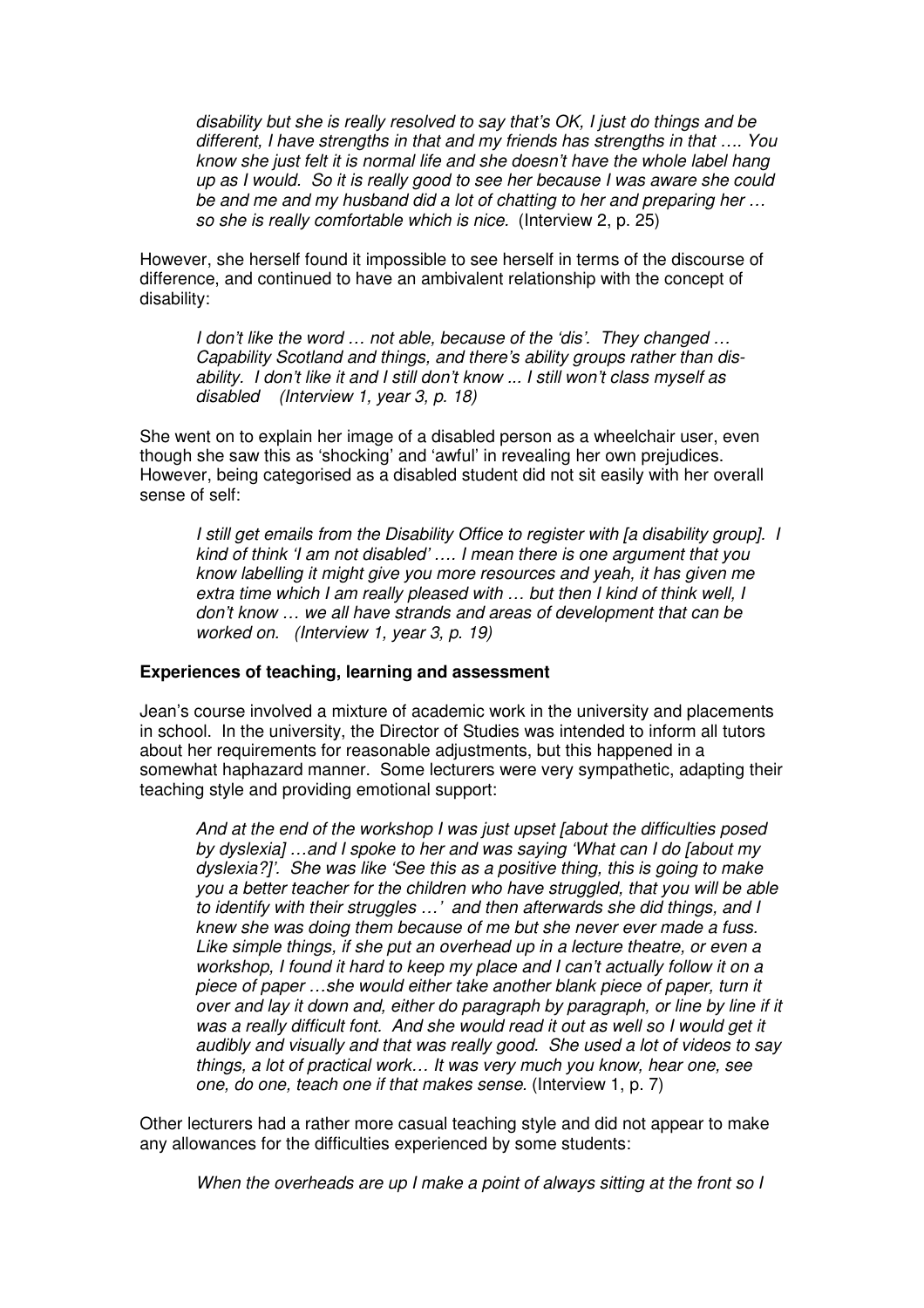> *disability but she is really resolved to say that's OK, I just do things and be different, I have strengths in that and my friends has strengths in that …. You know she just felt it is normal life and she doesn't have the whole label hang up as I would. So it is really good to see her because I was aware she could be and me and my husband did a lot of chatting to her and preparing her … so she is really comfortable which is nice.* (Interview 2, p. 25)

However, she herself found it impossible to see herself in terms of the discourse of difference, and continued to have an ambivalent relationship with the concept of disability:

> *I don't like the word … not able, because of the 'dis'. They changed … Capability Scotland and things, and there's ability groups rather than dis-ability. I don't like it and I still don't know ... I still won't class myself as disabled (Interview 1, year 3, p. 18)*

She went on to explain her image of a disabled person as a wheelchair user, even though she saw this as 'shocking' and 'awful' in revealing her own prejudices. However, being categorised as a disabled student did not sit easily with her overall sense of self:

> *I still get emails from the Disability Office to register with [a disability group]. I kind of think 'I am not disabled' …. I mean there is one argument that you know labelling it might give you more resources and yeah, it has given me extra time which I am really pleased with … but then I kind of think well, I don't know … we all have strands and areas of development that can be worked on. (Interview 1, year 3, p. 19)*

**Experiences of teaching, learning and assessment**

Jean's course involved a mixture of academic work in the university and placements in school. In the university, the Director of Studies was intended to inform all tutors about her requirements for reasonable adjustments, but this happened in a somewhat haphazard manner. Some lecturers were very sympathetic, adapting their teaching style and providing emotional support:

> *And at the end of the workshop I was just upset [about the difficulties posed by dyslexia] …and I spoke to her and was saying 'What can I do [about my dyslexia?]'. She was like 'See this as a positive thing, this is going to make you a better teacher for the children who have struggled, that you will be able to identify with their struggles …' and then afterwards she did things, and I knew she was doing them because of me but she never ever made a fuss. Like simple things, if she put an overhead up in a lecture theatre, or even a workshop, I found it hard to keep my place and I can't actually follow it on a piece of paper …she would either take another blank piece of paper, turn it over and lay it down and, either do paragraph by paragraph, or line by line if it was a really difficult font. And she would read it out as well so I would get it audibly and visually and that was really good. She used a lot of videos to say things, a lot of practical work… It was very much you know, hear one, see one, do one, teach one if that makes sense.* (Interview 1, p. 7)

Other lecturers had a rather more casual teaching style and did not appear to make any allowances for the difficulties experienced by some students:

> *When the overheads are up I make a point of always sitting at the front so I*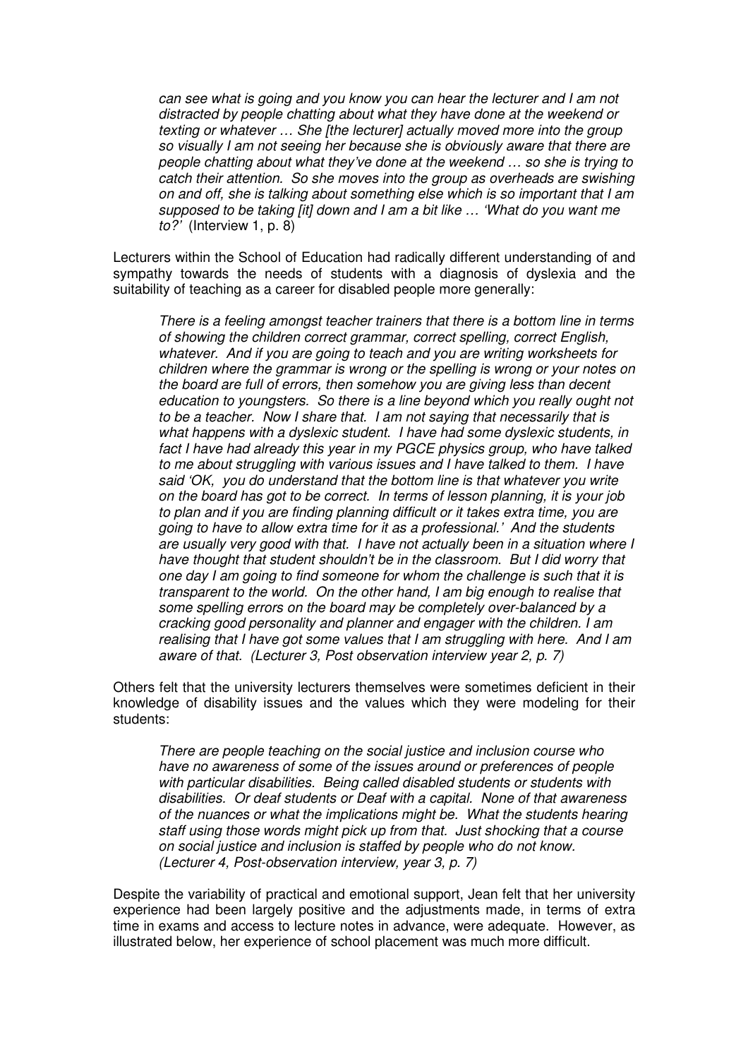*can see what is going and you know you can hear the lecturer and I am not distracted by people chatting about what they have done at the weekend or texting or whatever … She [the lecturer] actually moved more into the group so visually I am not seeing her because she is obviously aware that there are people chatting about what they've done at the weekend … so she is trying to catch their attention. So she moves into the group as overheads are swishing on and off, she is talking about something else which is so important that I am supposed to be taking [it] down and I am a bit like … 'What do you want me to?'* (Interview 1, p. 8)

Lecturers within the School of Education had radically different understanding of and sympathy towards the needs of students with a diagnosis of dyslexia and the suitability of teaching as a career for disabled people more generally:

> *There is a feeling amongst teacher trainers that there is a bottom line in terms of showing the children correct grammar, correct spelling, correct English, whatever. And if you are going to teach and you are writing worksheets for children where the grammar is wrong or the spelling is wrong or your notes on the board are full of errors, then somehow you are giving less than decent education to youngsters. So there is a line beyond which you really ought not to be a teacher. Now I share that. I am not saying that necessarily that is what happens with a dyslexic student. I have had some dyslexic students, in fact I have had already this year in my PGCE physics group, who have talked to me about struggling with various issues and I have talked to them. I have said 'OK, you do understand that the bottom line is that whatever you write on the board has got to be correct. In terms of lesson planning, it is your job to plan and if you are finding planning difficult or it takes extra time, you are going to have to allow extra time for it as a professional.' And the students are usually very good with that. I have not actually been in a situation where I have thought that student shouldn't be in the classroom. But I did worry that one day I am going to find someone for whom the challenge is such that it is transparent to the world. On the other hand, I am big enough to realise that some spelling errors on the board may be completely over-balanced by a cracking good personality and planner and engager with the children. I am realising that I have got some values that I am struggling with here. And I am aware of that. (Lecturer 3, Post observation interview year 2, p. 7)*

Others felt that the university lecturers themselves were sometimes deficient in their knowledge of disability issues and the values which they were modeling for their students:

> *There are people teaching on the social justice and inclusion course who have no awareness of some of the issues around or preferences of people with particular disabilities. Being called disabled students or students with disabilities. Or deaf students or Deaf with a capital. None of that awareness of the nuances or what the implications might be. What the students hearing staff using those words might pick up from that. Just shocking that a course on social justice and inclusion is staffed by people who do not know. (Lecturer 4, Post-observation interview, year 3, p. 7)*

Despite the variability of practical and emotional support, Jean felt that her university experience had been largely positive and the adjustments made, in terms of extra time in exams and access to lecture notes in advance, were adequate. However, as illustrated below, her experience of school placement was much more difficult.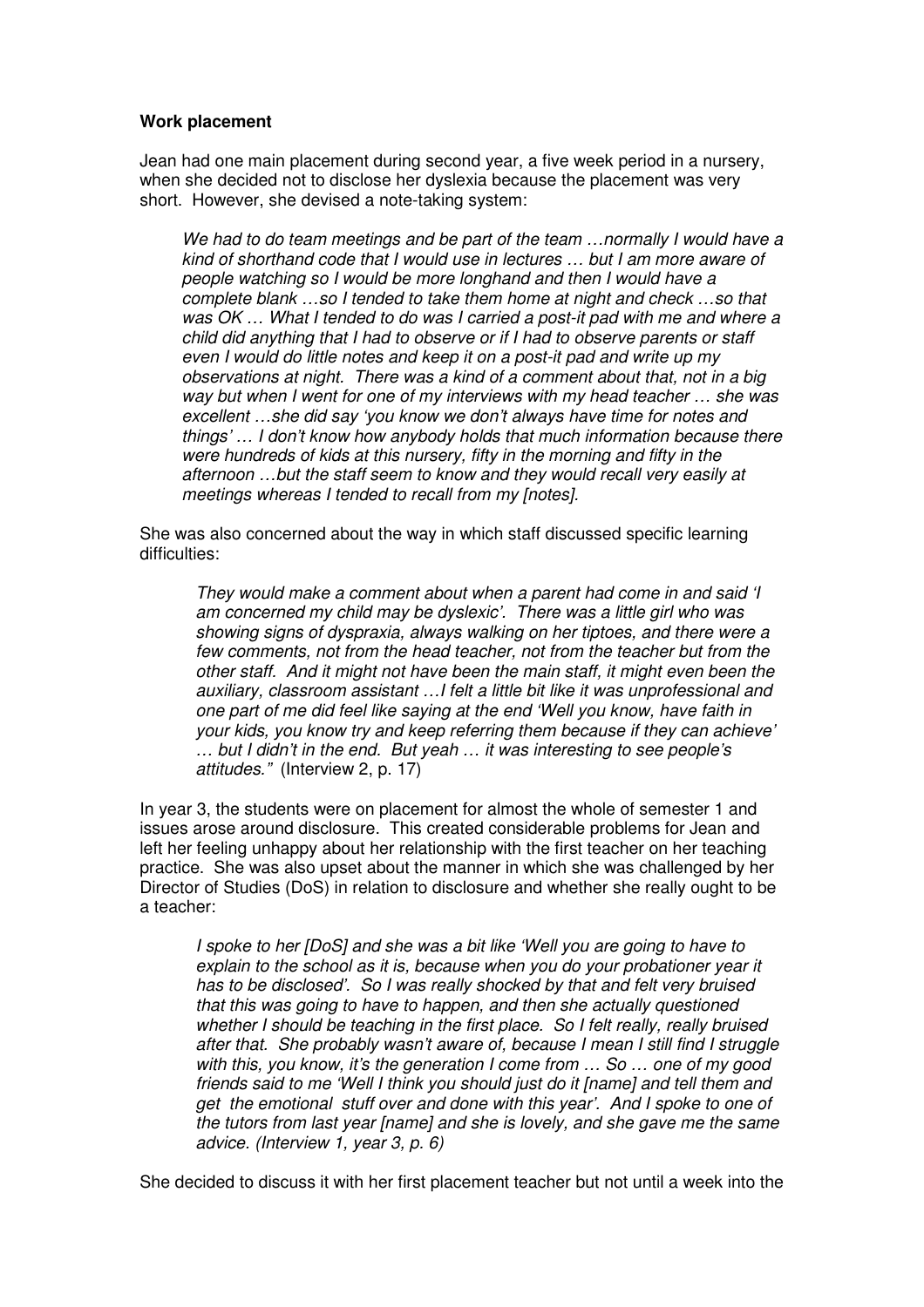**Work placement**

Jean had one main placement during second year, a five week period in a nursery, when she decided not to disclose her dyslexia because the placement was very short. However, she devised a note-taking system:

> *We had to do team meetings and be part of the team …normally I would have a kind of shorthand code that I would use in lectures … but I am more aware of people watching so I would be more longhand and then I would have a complete blank …so I tended to take them home at night and check …so that was OK … What I tended to do was I carried a post-it pad with me and where a child did anything that I had to observe or if I had to observe parents or staff even I would do little notes and keep it on a post-it pad and write up my observations at night. There was a kind of a comment about that, not in a big way but when I went for one of my interviews with my head teacher … she was excellent …she did say 'you know we don't always have time for notes and things' … I don't know how anybody holds that much information because there were hundreds of kids at this nursery, fifty in the morning and fifty in the afternoon …but the staff seem to know and they would recall very easily at meetings whereas I tended to recall from my [notes].*

She was also concerned about the way in which staff discussed specific learning difficulties:

> *They would make a comment about when a parent had come in and said 'I am concerned my child may be dyslexic'. There was a little girl who was showing signs of dyspraxia, always walking on her tiptoes, and there were a few comments, not from the head teacher, not from the teacher but from the other staff. And it might not have been the main staff, it might even been the auxiliary, classroom assistant …I felt a little bit like it was unprofessional and one part of me did feel like saying at the end 'Well you know, have faith in your kids, you know try and keep referring them because if they can achieve' … but I didn't in the end. But yeah … it was interesting to see people's attitudes."* (Interview 2, p. 17)

In year 3, the students were on placement for almost the whole of semester 1 and issues arose around disclosure. This created considerable problems for Jean and left her feeling unhappy about her relationship with the first teacher on her teaching practice. She was also upset about the manner in which she was challenged by her Director of Studies (DoS) in relation to disclosure and whether she really ought to be a teacher:

> *I spoke to her [DoS] and she was a bit like 'Well you are going to have to explain to the school as it is, because when you do your probationer year it has to be disclosed'. So I was really shocked by that and felt very bruised that this was going to have to happen, and then she actually questioned whether I should be teaching in the first place. So I felt really, really bruised after that. She probably wasn't aware of, because I mean I still find I struggle with this, you know, it's the generation I come from … So … one of my good friends said to me 'Well I think you should just do it [name] and tell them and get the emotional stuff over and done with this year'. And I spoke to one of the tutors from last year [name] and she is lovely, and she gave me the same advice. (Interview 1, year 3, p. 6)*

She decided to discuss it with her first placement teacher but not until a week into the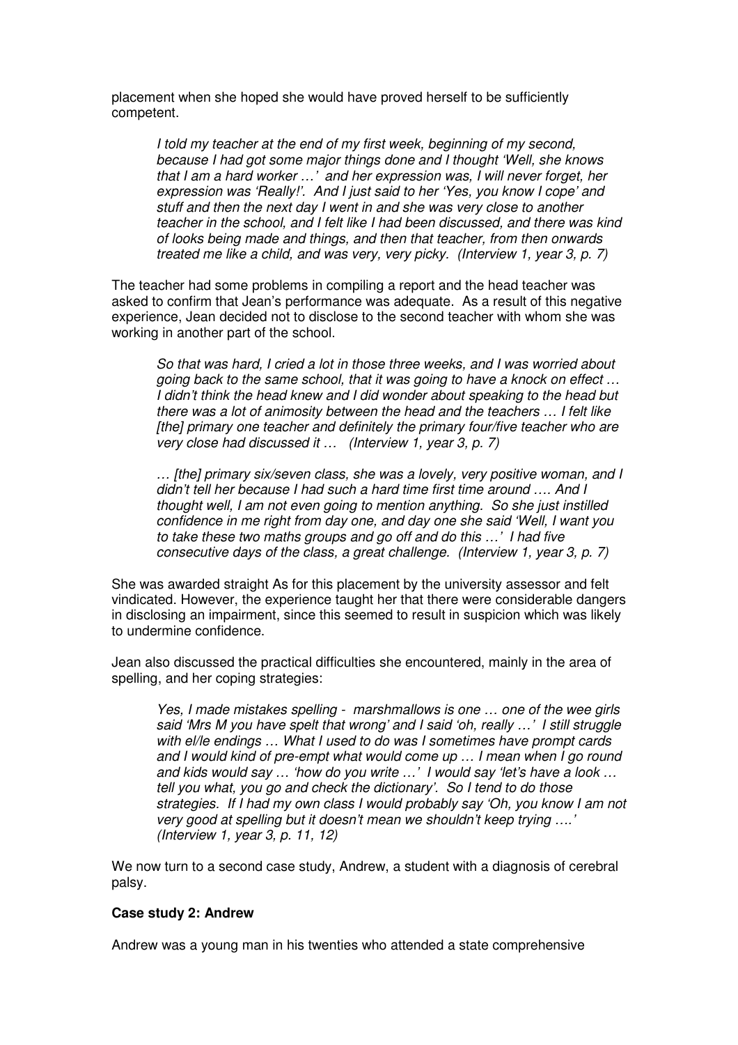placement when she hoped she would have proved herself to be sufficiently competent.

> *I told my teacher at the end of my first week, beginning of my second, because I had got some major things done and I thought 'Well, she knows that I am a hard worker …' and her expression was, I will never forget, her expression was 'Really!'. And I just said to her 'Yes, you know I cope' and stuff and then the next day I went in and she was very close to another teacher in the school, and I felt like I had been discussed, and there was kind of looks being made and things, and then that teacher, from then onwards treated me like a child, and was very, very picky. (Interview 1, year 3, p. 7)*

The teacher had some problems in compiling a report and the head teacher was asked to confirm that Jean's performance was adequate. As a result of this negative experience, Jean decided not to disclose to the second teacher with whom she was working in another part of the school.

> *So that was hard, I cried a lot in those three weeks, and I was worried about going back to the same school, that it was going to have a knock on effect … I didn't think the head knew and I did wonder about speaking to the head but there was a lot of animosity between the head and the teachers … I felt like [the] primary one teacher and definitely the primary four/five teacher who are very close had discussed it … (Interview 1, year 3, p. 7)*

> *… [the] primary six/seven class, she was a lovely, very positive woman, and I didn't tell her because I had such a hard time first time around …. And I thought well, I am not even going to mention anything. So she just instilled confidence in me right from day one, and day one she said 'Well, I want you to take these two maths groups and go off and do this …' I had five consecutive days of the class, a great challenge. (Interview 1, year 3, p. 7)*

She was awarded straight As for this placement by the university assessor and felt vindicated. However, the experience taught her that there were considerable dangers in disclosing an impairment, since this seemed to result in suspicion which was likely to undermine confidence.

Jean also discussed the practical difficulties she encountered, mainly in the area of spelling, and her coping strategies:

> *Yes, I made mistakes spelling - marshmallows is one … one of the wee girls said 'Mrs M you have spelt that wrong' and I said 'oh, really …' I still struggle with el/le endings … What I used to do was I sometimes have prompt cards and I would kind of pre-empt what would come up … I mean when I go round and kids would say … 'how do you write …' I would say 'let's have a look … tell you what, you go and check the dictionary'. So I tend to do those strategies. If I had my own class I would probably say 'Oh, you know I am not very good at spelling but it doesn't mean we shouldn't keep trying ….' (Interview 1, year 3, p. 11, 12)*

We now turn to a second case study, Andrew, a student with a diagnosis of cerebral palsy.

**Case study 2: Andrew**

Andrew was a young man in his twenties who attended a state comprehensive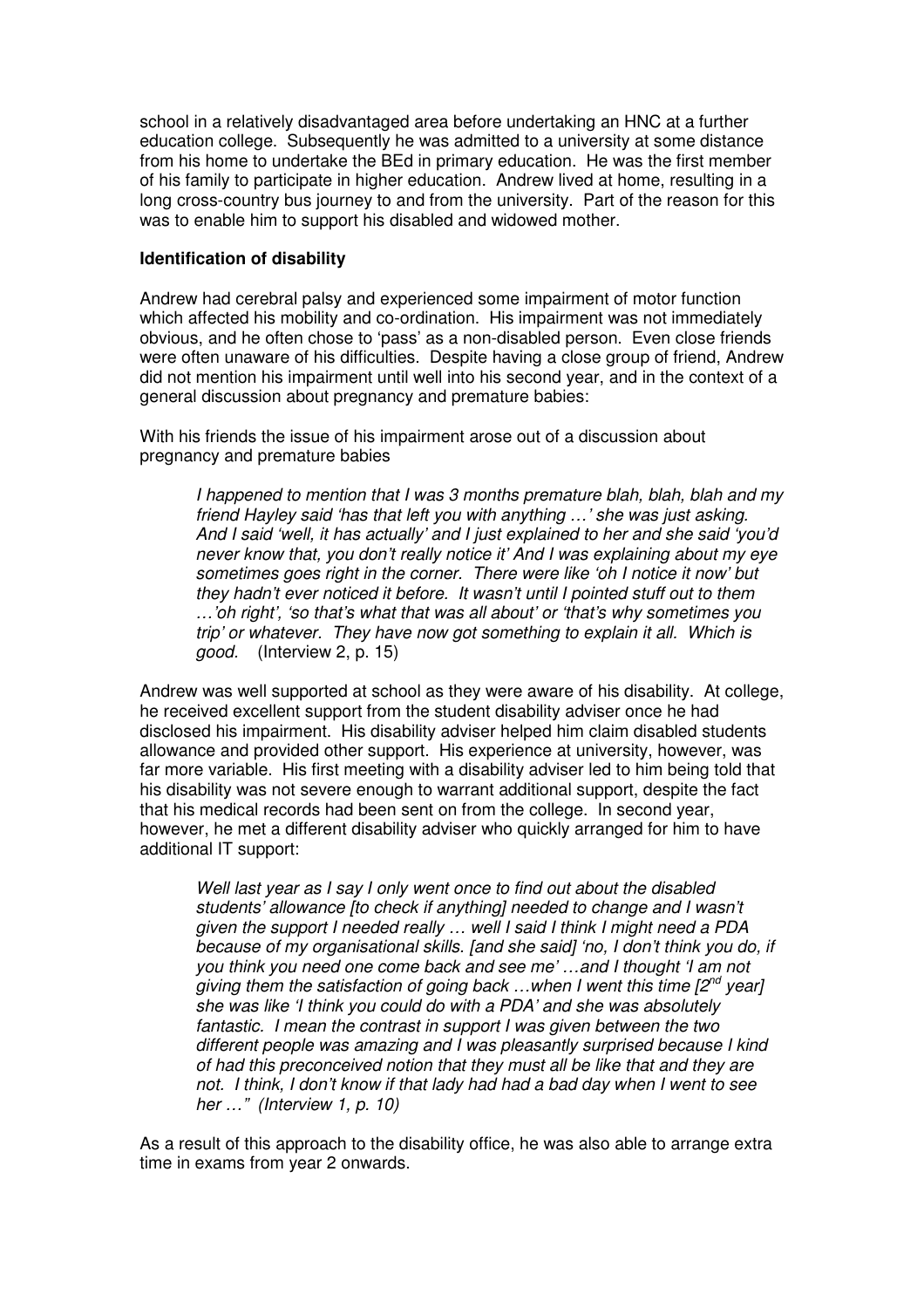school in a relatively disadvantaged area before undertaking an HNC at a further education college. Subsequently he was admitted to a university at some distance from his home to undertake the BEd in primary education. He was the first member of his family to participate in higher education. Andrew lived at home, resulting in a long cross-country bus journey to and from the university. Part of the reason for this was to enable him to support his disabled and widowed mother.

**Identification of disability**

Andrew had cerebral palsy and experienced some impairment of motor function which affected his mobility and co-ordination. His impairment was not immediately obvious, and he often chose to 'pass' as a non-disabled person. Even close friends were often unaware of his difficulties. Despite having a close group of friend, Andrew did not mention his impairment until well into his second year, and in the context of a general discussion about pregnancy and premature babies:

With his friends the issue of his impairment arose out of a discussion about pregnancy and premature babies

> *I happened to mention that I was 3 months premature blah, blah, blah and my friend Hayley said 'has that left you with anything …' she was just asking. And I said 'well, it has actually' and I just explained to her and she said 'you'd never know that, you don't really notice it' And I was explaining about my eye sometimes goes right in the corner. There were like 'oh I notice it now' but they hadn't ever noticed it before. It wasn't until I pointed stuff out to them …'oh right', 'so that's what that was all about' or 'that's why sometimes you trip' or whatever. They have now got something to explain it all. Which is good.* (Interview 2, p. 15)

Andrew was well supported at school as they were aware of his disability. At college, he received excellent support from the student disability adviser once he had disclosed his impairment. His disability adviser helped him claim disabled students allowance and provided other support. His experience at university, however, was far more variable. His first meeting with a disability adviser led to him being told that his disability was not severe enough to warrant additional support, despite the fact that his medical records had been sent on from the college. In second year, however, he met a different disability adviser who quickly arranged for him to have additional IT support:

> *Well last year as I say I only went once to find out about the disabled students' allowance [to check if anything] needed to change and I wasn't given the support I needed really … well I said I think I might need a PDA because of my organisational skills. [and she said] 'no, I don't think you do, if you think you need one come back and see me' …and I thought 'I am not giving them the satisfaction of going back …when I went this time [2nd year] she was like 'I think you could do with a PDA' and she was absolutely fantastic. I mean the contrast in support I was given between the two different people was amazing and I was pleasantly surprised because I kind of had this preconceived notion that they must all be like that and they are not. I think, I don't know if that lady had had a bad day when I went to see her …" (Interview 1, p. 10)*

As a result of this approach to the disability office, he was also able to arrange extra time in exams from year 2 onwards.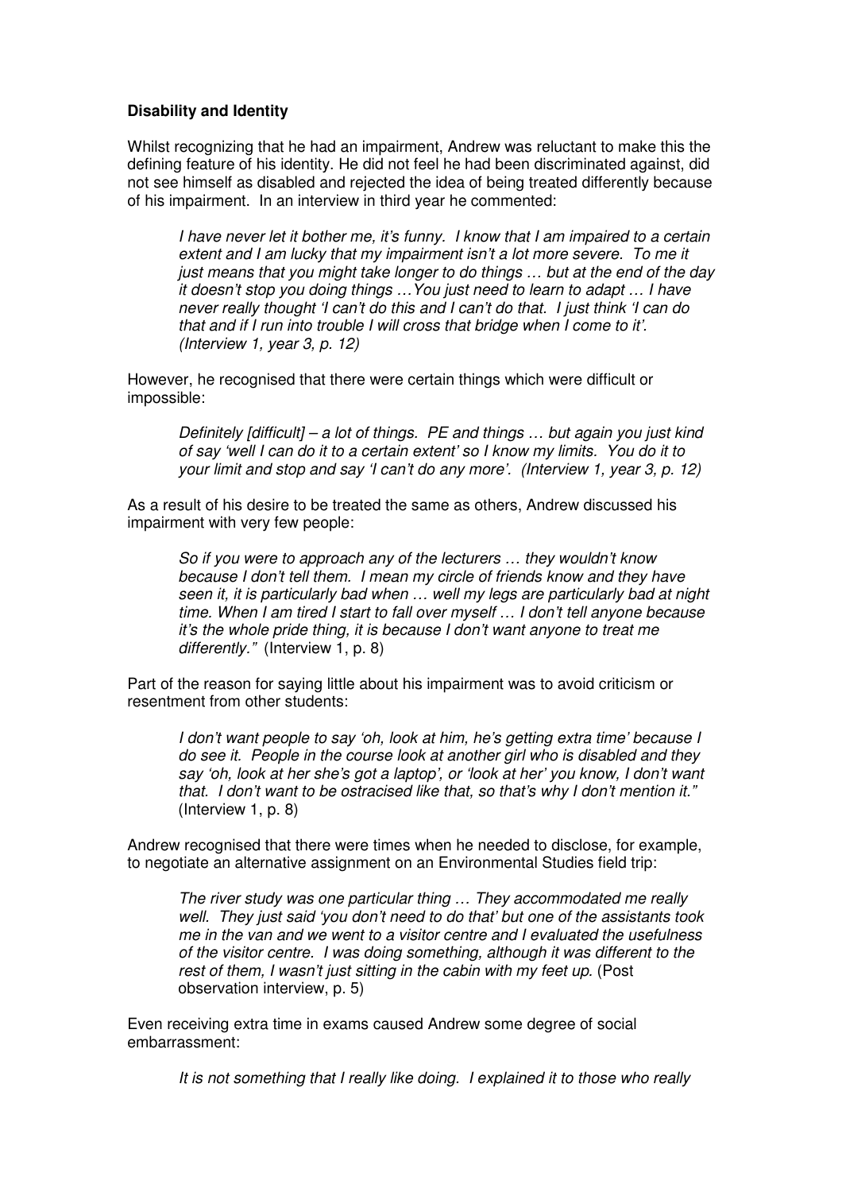**Disability and Identity**

Whilst recognizing that he had an impairment, Andrew was reluctant to make this the defining feature of his identity. He did not feel he had been discriminated against, did not see himself as disabled and rejected the idea of being treated differently because of his impairment. In an interview in third year he commented:

> *I have never let it bother me, it's funny. I know that I am impaired to a certain extent and I am lucky that my impairment isn't a lot more severe. To me it just means that you might take longer to do things … but at the end of the day it doesn't stop you doing things …You just need to learn to adapt … I have never really thought 'I can't do this and I can't do that. I just think 'I can do that and if I run into trouble I will cross that bridge when I come to it'. (Interview 1, year 3, p. 12)*

However, he recognised that there were certain things which were difficult or impossible:

> *Definitely [difficult] – a lot of things. PE and things … but again you just kind of say 'well I can do it to a certain extent' so I know my limits. You do it to your limit and stop and say 'I can't do any more'. (Interview 1, year 3, p. 12)*

As a result of his desire to be treated the same as others, Andrew discussed his impairment with very few people:

> *So if you were to approach any of the lecturers … they wouldn't know because I don't tell them. I mean my circle of friends know and they have seen it, it is particularly bad when … well my legs are particularly bad at night time. When I am tired I start to fall over myself … I don't tell anyone because it's the whole pride thing, it is because I don't want anyone to treat me differently."* (Interview 1, p. 8)

Part of the reason for saying little about his impairment was to avoid criticism or resentment from other students:

> *I don't want people to say 'oh, look at him, he's getting extra time' because I do see it. People in the course look at another girl who is disabled and they say 'oh, look at her she's got a laptop', or 'look at her' you know, I don't want that. I don't want to be ostracised like that, so that's why I don't mention it."* (Interview 1, p. 8)

Andrew recognised that there were times when he needed to disclose, for example, to negotiate an alternative assignment on an Environmental Studies field trip:

> *The river study was one particular thing … They accommodated me really well. They just said 'you don't need to do that' but one of the assistants took me in the van and we went to a visitor centre and I evaluated the usefulness of the visitor centre. I was doing something, although it was different to the rest of them, I wasn't just sitting in the cabin with my feet up.* (Post observation interview, p. 5)

Even receiving extra time in exams caused Andrew some degree of social embarrassment:

> *It is not something that I really like doing. I explained it to those who really*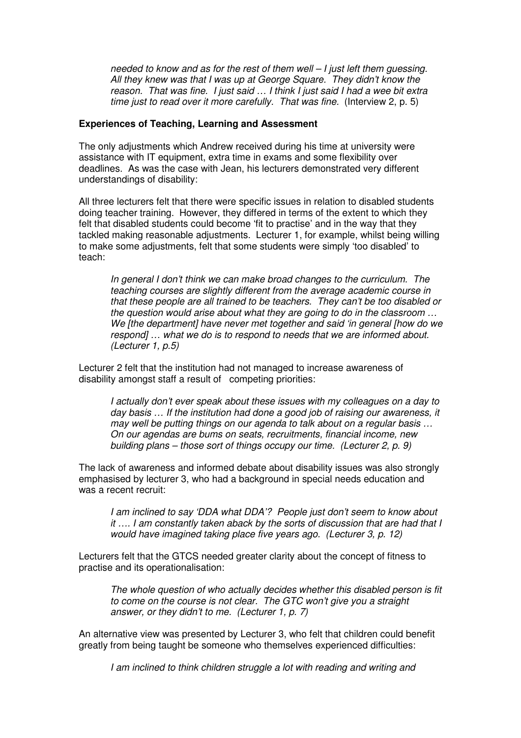> *needed to know and as for the rest of them well – I just left them guessing. All they knew was that I was up at George Square. They didn't know the reason. That was fine. I just said … I think I just said I had a wee bit extra time just to read over it more carefully. That was fine.* (Interview 2, p. 5)

**Experiences of Teaching, Learning and Assessment**

The only adjustments which Andrew received during his time at university were assistance with IT equipment, extra time in exams and some flexibility over deadlines. As was the case with Jean, his lecturers demonstrated very different understandings of disability:

All three lecturers felt that there were specific issues in relation to disabled students doing teacher training. However, they differed in terms of the extent to which they felt that disabled students could become 'fit to practise' and in the way that they tackled making reasonable adjustments. Lecturer 1, for example, whilst being willing to make some adjustments, felt that some students were simply 'too disabled' to teach:

> *In general I don't think we can make broad changes to the curriculum. The teaching courses are slightly different from the average academic course in that these people are all trained to be teachers. They can't be too disabled or the question would arise about what they are going to do in the classroom … We [the department] have never met together and said 'in general [how do we respond] … what we do is to respond to needs that we are informed about. (Lecturer 1, p.5)*

Lecturer 2 felt that the institution had not managed to increase awareness of disability amongst staff a result of competing priorities:

> *I actually don't ever speak about these issues with my colleagues on a day to day basis … If the institution had done a good job of raising our awareness, it may well be putting things on our agenda to talk about on a regular basis … On our agendas are bums on seats, recruitments, financial income, new building plans – those sort of things occupy our time. (Lecturer 2, p. 9)*

The lack of awareness and informed debate about disability issues was also strongly emphasised by lecturer 3, who had a background in special needs education and was a recent recruit:

> *I am inclined to say 'DDA what DDA'? People just don't seem to know about it …. I am constantly taken aback by the sorts of discussion that are had that I would have imagined taking place five years ago. (Lecturer 3, p. 12)*

Lecturers felt that the GTCS needed greater clarity about the concept of fitness to practise and its operationalisation:

> *The whole question of who actually decides whether this disabled person is fit to come on the course is not clear. The GTC won't give you a straight answer, or they didn't to me. (Lecturer 1, p. 7)*

An alternative view was presented by Lecturer 3, who felt that children could benefit greatly from being taught be someone who themselves experienced difficulties:

> *I am inclined to think children struggle a lot with reading and writing and*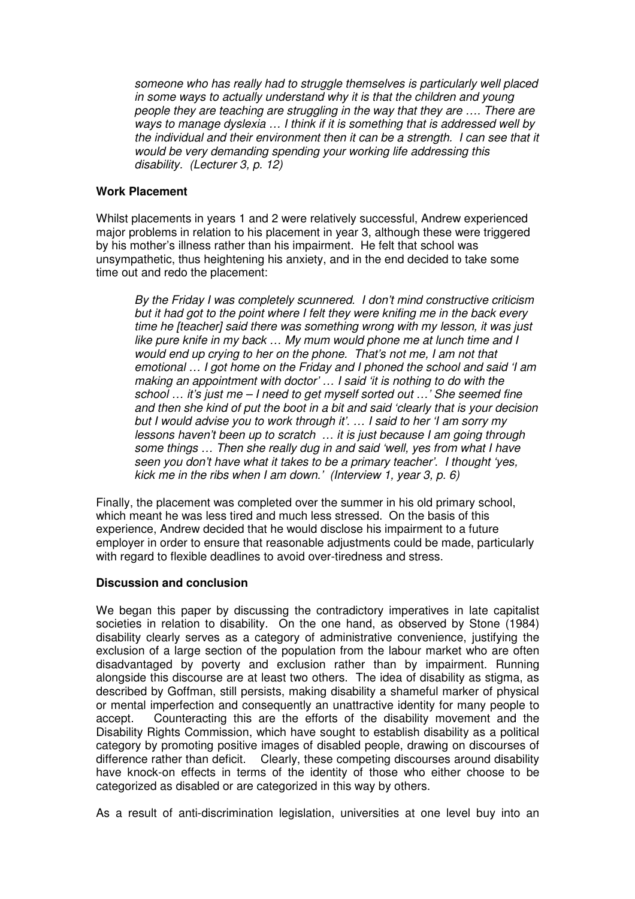> *someone who has really had to struggle themselves is particularly well placed in some ways to actually understand why it is that the children and young people they are teaching are struggling in the way that they are …. There are ways to manage dyslexia … I think if it is something that is addressed well by the individual and their environment then it can be a strength. I can see that it would be very demanding spending your working life addressing this disability. (Lecturer 3, p. 12)*

**Work Placement**

Whilst placements in years 1 and 2 were relatively successful, Andrew experienced major problems in relation to his placement in year 3, although these were triggered by his mother's illness rather than his impairment. He felt that school was unsympathetic, thus heightening his anxiety, and in the end decided to take some time out and redo the placement:

> *By the Friday I was completely scunnered. I don't mind constructive criticism but it had got to the point where I felt they were knifing me in the back every time he [teacher] said there was something wrong with my lesson, it was just like pure knife in my back … My mum would phone me at lunch time and I would end up crying to her on the phone. That's not me, I am not that emotional … I got home on the Friday and I phoned the school and said 'I am making an appointment with doctor' … I said 'it is nothing to do with the school … it's just me – I need to get myself sorted out …' She seemed fine and then she kind of put the boot in a bit and said 'clearly that is your decision but I would advise you to work through it'. … I said to her 'I am sorry my lessons haven't been up to scratch … it is just because I am going through some things … Then she really dug in and said 'well, yes from what I have seen you don't have what it takes to be a primary teacher'. I thought 'yes, kick me in the ribs when I am down.' (Interview 1, year 3, p. 6)*

Finally, the placement was completed over the summer in his old primary school, which meant he was less tired and much less stressed. On the basis of this experience, Andrew decided that he would disclose his impairment to a future employer in order to ensure that reasonable adjustments could be made, particularly with regard to flexible deadlines to avoid over-tiredness and stress.

**Discussion and conclusion**

We began this paper by discussing the contradictory imperatives in late capitalist societies in relation to disability. On the one hand, as observed by Stone (1984) disability clearly serves as a category of administrative convenience, justifying the exclusion of a large section of the population from the labour market who are often disadvantaged by poverty and exclusion rather than by impairment. Running alongside this discourse are at least two others. The idea of disability as stigma, as described by Goffman, still persists, making disability a shameful marker of physical or mental imperfection and consequently an unattractive identity for many people to accept. Counteracting this are the efforts of the disability movement and the Disability Rights Commission, which have sought to establish disability as a political category by promoting positive images of disabled people, drawing on discourses of difference rather than deficit. Clearly, these competing discourses around disability have knock-on effects in terms of the identity of those who either choose to be categorized as disabled or are categorized in this way by others.

As a result of anti-discrimination legislation, universities at one level buy into an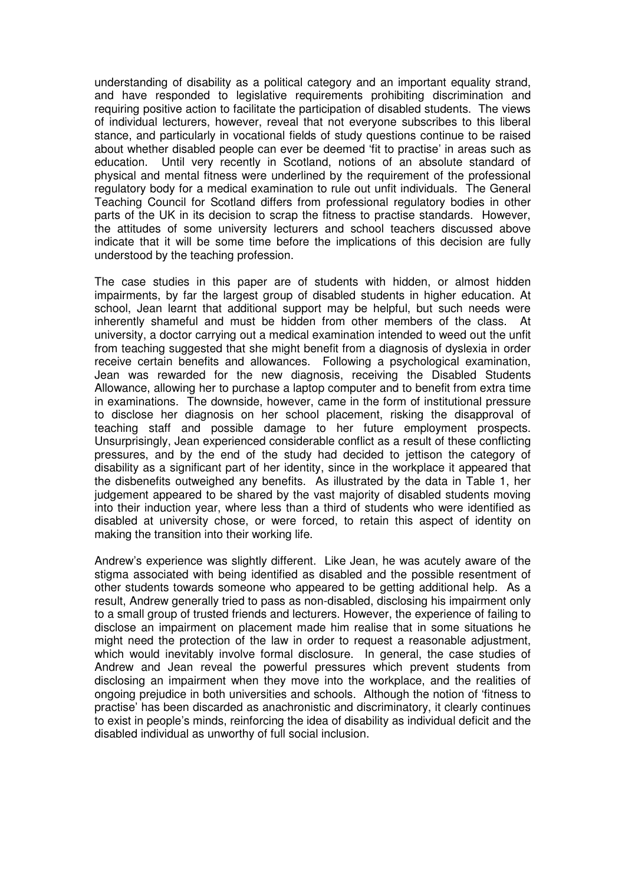understanding of disability as a political category and an important equality strand, and have responded to legislative requirements prohibiting discrimination and requiring positive action to facilitate the participation of disabled students. The views of individual lecturers, however, reveal that not everyone subscribes to this liberal stance, and particularly in vocational fields of study questions continue to be raised about whether disabled people can ever be deemed 'fit to practise' in areas such as education. Until very recently in Scotland, notions of an absolute standard of physical and mental fitness were underlined by the requirement of the professional regulatory body for a medical examination to rule out unfit individuals. The General Teaching Council for Scotland differs from professional regulatory bodies in other parts of the UK in its decision to scrap the fitness to practise standards. However, the attitudes of some university lecturers and school teachers discussed above indicate that it will be some time before the implications of this decision are fully understood by the teaching profession.

The case studies in this paper are of students with hidden, or almost hidden impairments, by far the largest group of disabled students in higher education. At school, Jean learnt that additional support may be helpful, but such needs were inherently shameful and must be hidden from other members of the class. At university, a doctor carrying out a medical examination intended to weed out the unfit from teaching suggested that she might benefit from a diagnosis of dyslexia in order receive certain benefits and allowances. Following a psychological examination, Jean was rewarded for the new diagnosis, receiving the Disabled Students Allowance, allowing her to purchase a laptop computer and to benefit from extra time in examinations. The downside, however, came in the form of institutional pressure to disclose her diagnosis on her school placement, risking the disapproval of teaching staff and possible damage to her future employment prospects. Unsurprisingly, Jean experienced considerable conflict as a result of these conflicting pressures, and by the end of the study had decided to jettison the category of disability as a significant part of her identity, since in the workplace it appeared that the disbenefits outweighed any benefits. As illustrated by the data in Table 1, her judgement appeared to be shared by the vast majority of disabled students moving into their induction year, where less than a third of students who were identified as disabled at university chose, or were forced, to retain this aspect of identity on making the transition into their working life.

Andrew's experience was slightly different. Like Jean, he was acutely aware of the stigma associated with being identified as disabled and the possible resentment of other students towards someone who appeared to be getting additional help. As a result, Andrew generally tried to pass as non-disabled, disclosing his impairment only to a small group of trusted friends and lecturers. However, the experience of failing to disclose an impairment on placement made him realise that in some situations he might need the protection of the law in order to request a reasonable adjustment, which would inevitably involve formal disclosure. In general, the case studies of Andrew and Jean reveal the powerful pressures which prevent students from disclosing an impairment when they move into the workplace, and the realities of ongoing prejudice in both universities and schools. Although the notion of 'fitness to practise' has been discarded as anachronistic and discriminatory, it clearly continues to exist in people's minds, reinforcing the idea of disability as individual deficit and the disabled individual as unworthy of full social inclusion.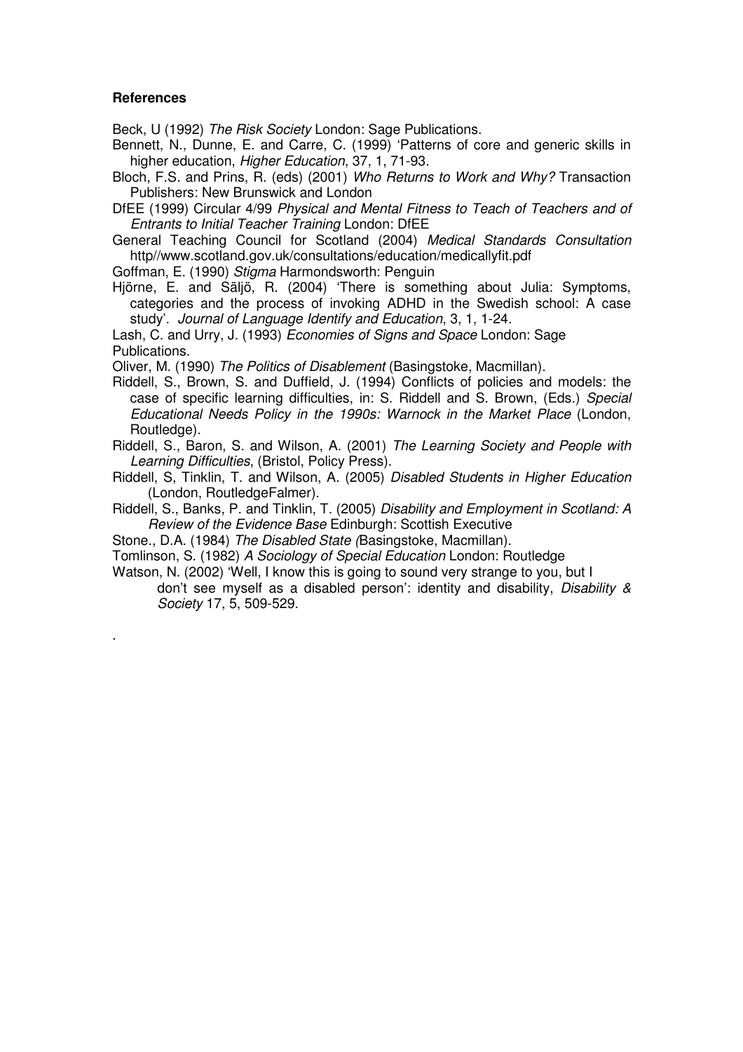**References**

Beck, U (1992) *The Risk Society* London: Sage Publications.

Bennett, N., Dunne, E. and Carre, C. (1999) 'Patterns of core and generic skills in higher education, *Higher Education*, 37, 1, 71-93.

Bloch, F.S. and Prins, R. (eds) (2001) *Who Returns to Work and Why?* Transaction Publishers: New Brunswick and London

DfEE (1999) Circular 4/99 *Physical and Mental Fitness to Teach of Teachers and of Entrants to Initial Teacher Training* London: DfEE

General Teaching Council for Scotland (2004) *Medical Standards Consultation* http//www.scotland.gov.uk/consultations/education/medicallyfit.pdf

Goffman, E. (1990) *Stigma* Harmondsworth: Penguin

Hjörne, E. and Säljö, R. (2004) 'There is something about Julia: Symptoms, categories and the process of invoking ADHD in the Swedish school: A case study'. *Journal of Language Identify and Education*, 3, 1, 1-24.

Lash, C. and Urry, J. (1993) *Economies of Signs and Space* London: Sage Publications.

Oliver, M. (1990) *The Politics of Disablement* (Basingstoke, Macmillan).

Riddell, S., Brown, S. and Duffield, J. (1994) Conflicts of policies and models: the case of specific learning difficulties, in: S. Riddell and S. Brown, (Eds.) *Special Educational Needs Policy in the 1990s: Warnock in the Market Place* (London, Routledge).

Riddell, S., Baron, S. and Wilson, A. (2001) *The Learning Society and People with Learning Difficulties*, (Bristol, Policy Press).

Riddell, S, Tinklin, T. and Wilson, A. (2005) *Disabled Students in Higher Education* (London, RoutledgeFalmer).

Riddell, S., Banks, P. and Tinklin, T. (2005) *Disability and Employment in Scotland: A Review of the Evidence Base* Edinburgh: Scottish Executive

Stone., D.A. (1984) *The Disabled State (*Basingstoke, Macmillan).

Tomlinson, S. (1982) *A Sociology of Special Education* London: Routledge

Watson, N. (2002) 'Well, I know this is going to sound very strange to you, but I don't see myself as a disabled person': identity and disability, *Disability & Society* 17, 5, 509-529.

.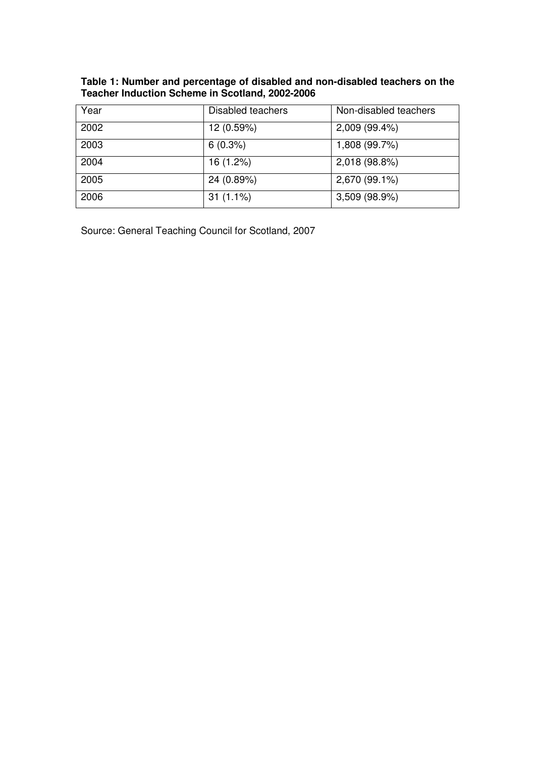**Table 1: Number and percentage of disabled and non-disabled teachers on the Teacher Induction Scheme in Scotland, 2002-2006**

| Year | Disabled teachers | Non-disabled teachers |
|---|---|---|
| 2002 | 12 (0.59%) | 2,009 (99.4%) |
| 2003 | 6 (0.3%) | 1,808 (99.7%) |
| 2004 | 16 (1.2%) | 2,018 (98.8%) |
| 2005 | 24 (0.89%) | 2,670 (99.1%) |
| 2006 | 31 (1.1%) | 3,509 (98.9%) |

Source: General Teaching Council for Scotland, 2007